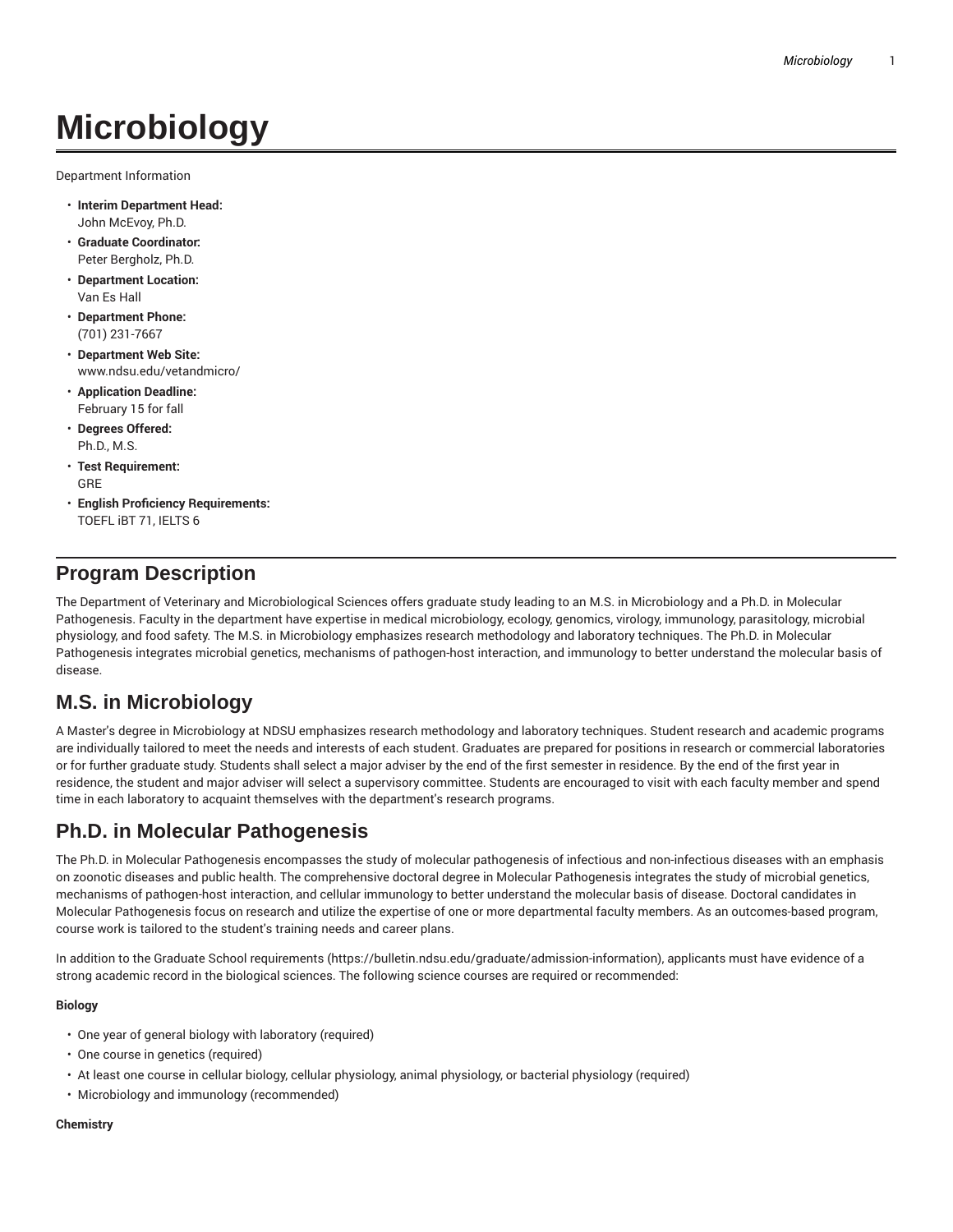# Microbiology

Department Information

- **Interim Department Head:** John McEvoy, Ph.D.
- **Graduate Coordinator:** Peter Bergholz, Ph.D.
- **Department Location:** Van Es Hall
- **Department Phone:** (701) 231-7667
- **Department Web Site:** www.ndsu.edu/vetandmicro/
- **Application Deadline:** February 15 for fall
- **Degrees Offered:** Ph.D., M.S.
- **Test Requirement:** GRE
- **English Proficiency Requirements:** TOEFL iBT 71, IELTS 6

## Program Description

The Department of Veterinary and Microbiological Sciences offers graduate study leading to an M.S. in Microbiology and a Ph.D. in Molecular Pathogenesis. Faculty in the department have expertise in medical microbiology, ecology, genomics, virology, immunology, parasitology, microbial physiology, and food safety. The M.S. in Microbiology emphasizes research methodology and laboratory techniques. The Ph.D. in Molecular Pathogenesis integrates microbial genetics, mechanisms of pathogen-host interaction, and immunology to better understand the molecular basis of disease.

## M.S. in Microbiology

A Master's degree in Microbiology at NDSU emphasizes research methodology and laboratory techniques. Student research and academic programs are individually tailored to meet the needs and interests of each student. Graduates are prepared for positions in research or commercial laboratories or for further graduate study. Students shall select a major adviser by the end of the first semester in residence. By the end of the first year in residence, the student and major adviser will select a supervisory committee. Students are encouraged to visit with each faculty member and spend time in each laboratory to acquaint themselves with the department's research programs.

## Ph.D. in Molecular Pathogenesis

The Ph.D. in Molecular Pathogenesis encompasses the study of molecular pathogenesis of infectious and non-infectious diseases with an emphasis on zoonotic diseases and public health. The comprehensive doctoral degree in Molecular Pathogenesis integrates the study of microbial genetics, mechanisms of pathogen-host interaction, and cellular immunology to better understand the molecular basis of disease. Doctoral candidates in Molecular Pathogenesis focus on research and utilize the expertise of one or more departmental faculty members. As an outcomes-based program, course work is tailored to the student's training needs and career plans.

In addition to the Graduate School requirements (https://bulletin.ndsu.edu/graduate/admission-information), applicants must have evidence of a strong academic record in the biological sciences. The following science courses are required or recommended:

**Biology**

- One year of general biology with laboratory (required)
- One course in genetics (required)
- At least one course in cellular biology, cellular physiology, animal physiology, or bacterial physiology (required)
- Microbiology and immunology (recommended)

**Chemistry**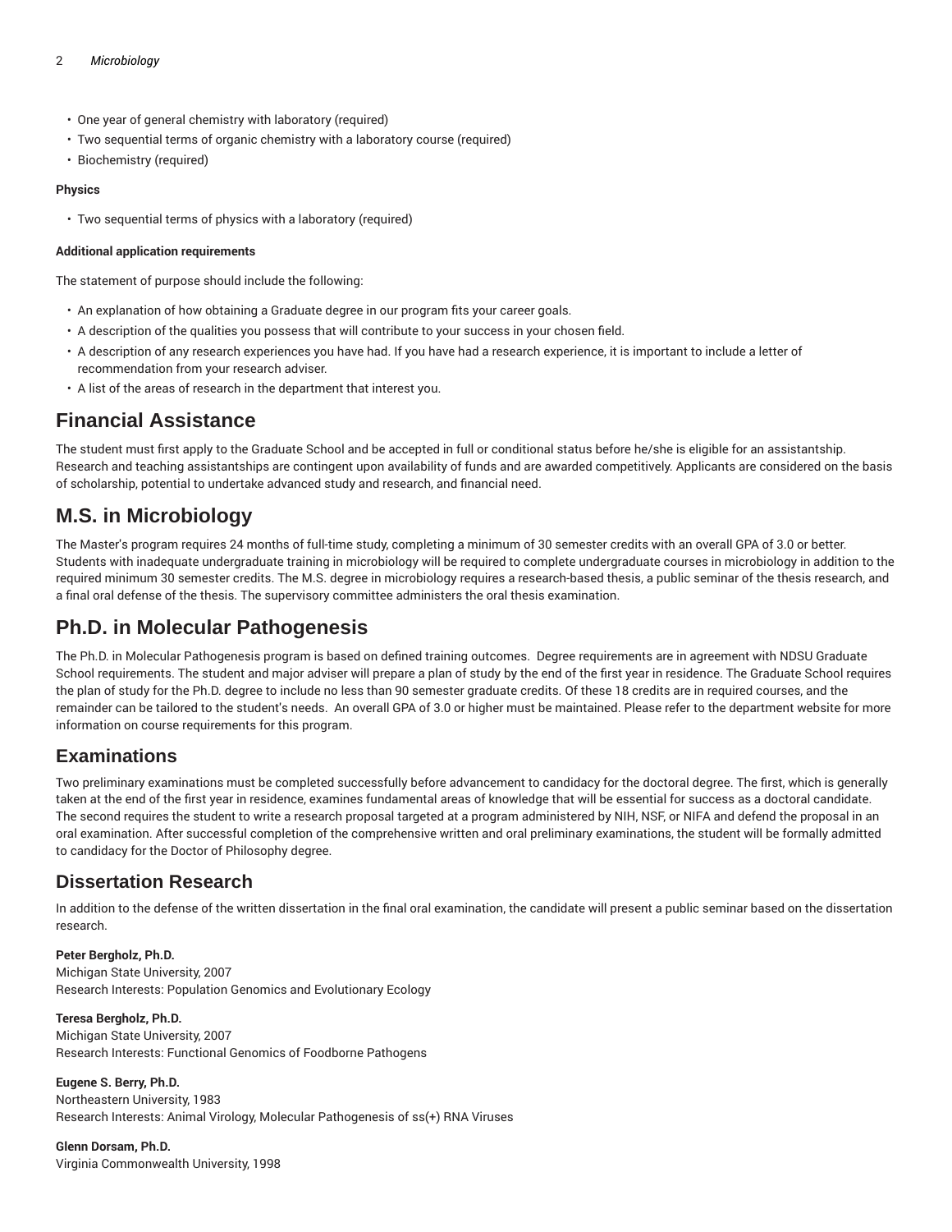- One year of general chemistry with laboratory (required)
- Two sequential terms of organic chemistry with a laboratory course (required)
- Biochemistry (required)

**Physics**

- Two sequential terms of physics with a laboratory (required)

**Additional application requirements**

The statement of purpose should include the following:

- An explanation of how obtaining a Graduate degree in our program fits your career goals.
- A description of the qualities you possess that will contribute to your success in your chosen field.
- A description of any research experiences you have had. If you have had a research experience, it is important to include a letter of recommendation from your research adviser.
- A list of the areas of research in the department that interest you.

# Financial Assistance

The student must first apply to the Graduate School and be accepted in full or conditional status before he/she is eligible for an assistantship. Research and teaching assistantships are contingent upon availability of funds and are awarded competitively. Applicants are considered on the basis of scholarship, potential to undertake advanced study and research, and financial need.

# M.S. in Microbiology

The Master's program requires 24 months of full-time study, completing a minimum of 30 semester credits with an overall GPA of 3.0 or better. Students with inadequate undergraduate training in microbiology will be required to complete undergraduate courses in microbiology in addition to the required minimum 30 semester credits. The M.S. degree in microbiology requires a research-based thesis, a public seminar of the thesis research, and a final oral defense of the thesis. The supervisory committee administers the oral thesis examination.

# Ph.D. in Molecular Pathogenesis

The Ph.D. in Molecular Pathogenesis program is based on defined training outcomes. Degree requirements are in agreement with NDSU Graduate School requirements. The student and major adviser will prepare a plan of study by the end of the first year in residence. The Graduate School requires the plan of study for the Ph.D. degree to include no less than 90 semester graduate credits. Of these 18 credits are in required courses, and the remainder can be tailored to the student's needs. An overall GPA of 3.0 or higher must be maintained. Please refer to the department website for more information on course requirements for this program.

## Examinations

Two preliminary examinations must be completed successfully before advancement to candidacy for the doctoral degree. The first, which is generally taken at the end of the first year in residence, examines fundamental areas of knowledge that will be essential for success as a doctoral candidate. The second requires the student to write a research proposal targeted at a program administered by NIH, NSF, or NIFA and defend the proposal in an oral examination. After successful completion of the comprehensive written and oral preliminary examinations, the student will be formally admitted to candidacy for the Doctor of Philosophy degree.

## Dissertation Research

In addition to the defense of the written dissertation in the final oral examination, the candidate will present a public seminar based on the dissertation research.

**Peter Bergholz, Ph.D.**
Michigan State University, 2007
Research Interests: Population Genomics and Evolutionary Ecology

**Teresa Bergholz, Ph.D.**
Michigan State University, 2007
Research Interests: Functional Genomics of Foodborne Pathogens

**Eugene S. Berry, Ph.D.**
Northeastern University, 1983
Research Interests: Animal Virology, Molecular Pathogenesis of ss(+) RNA Viruses

**Glenn Dorsam, Ph.D.**
Virginia Commonwealth University, 1998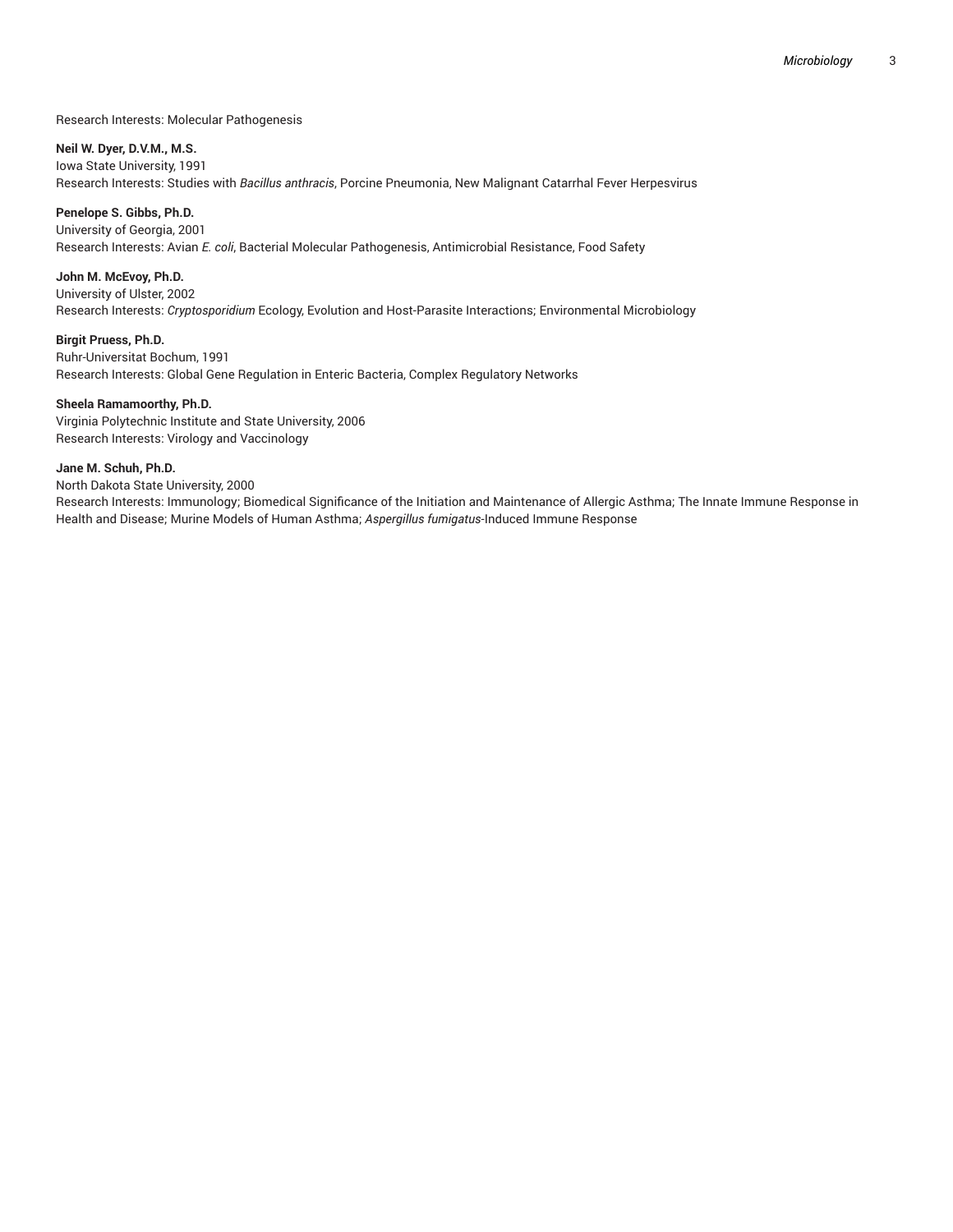Research Interests: Molecular Pathogenesis

**Neil W. Dyer, D.V.M., M.S.**
Iowa State University, 1991
Research Interests: Studies with *Bacillus anthracis*, Porcine Pneumonia, New Malignant Catarrhal Fever Herpesvirus

**Penelope S. Gibbs, Ph.D.**
University of Georgia, 2001
Research Interests: Avian *E. coli*, Bacterial Molecular Pathogenesis, Antimicrobial Resistance, Food Safety

**John M. McEvoy, Ph.D.**
University of Ulster, 2002
Research Interests: *Cryptosporidium* Ecology, Evolution and Host-Parasite Interactions; Environmental Microbiology

**Birgit Pruess, Ph.D.**
Ruhr-Universitat Bochum, 1991
Research Interests: Global Gene Regulation in Enteric Bacteria, Complex Regulatory Networks

**Sheela Ramamoorthy, Ph.D.**
Virginia Polytechnic Institute and State University, 2006
Research Interests: Virology and Vaccinology

**Jane M. Schuh, Ph.D.**
North Dakota State University, 2000
Research Interests: Immunology; Biomedical Significance of the Initiation and Maintenance of Allergic Asthma; The Innate Immune Response in Health and Disease; Murine Models of Human Asthma; *Aspergillus fumigatus*-Induced Immune Response